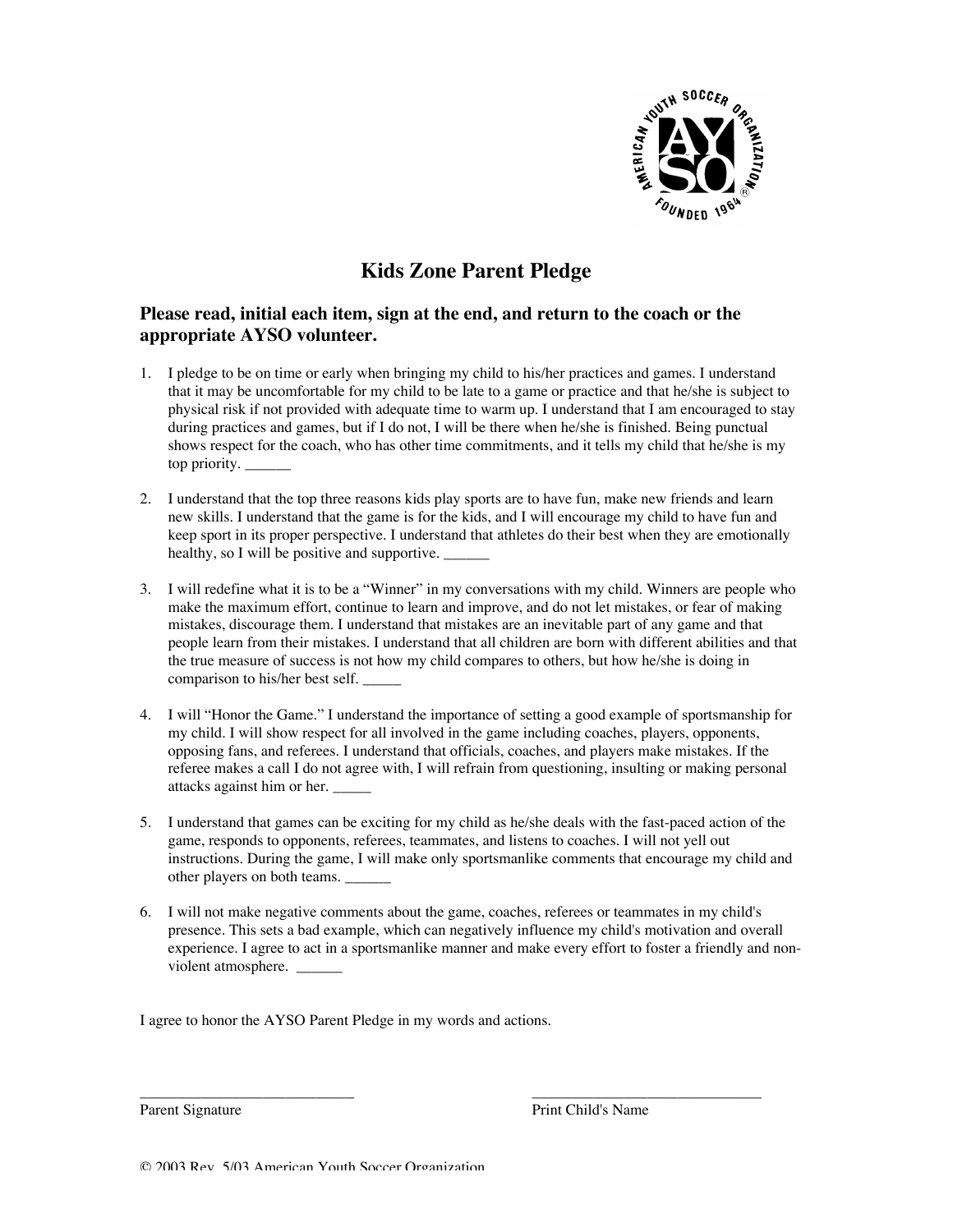# Kids Zone Parent Pledge

## Please read, initial each item, sign at the end, and return to the coach or the appropriate AYSO volunteer.

1. I pledge to be on time or early when bringing my child to his/her practices and games. I understand that it may be uncomfortable for my child to be late to a game or practice and that he/she is subject to physical risk if not provided with adequate time to warm up. I understand that I am encouraged to stay during practices and games, but if I do not, I will be there when he/she is finished. Being punctual shows respect for the coach, who has other time commitments, and it tells my child that he/she is my top priority. ______

2. I understand that the top three reasons kids play sports are to have fun, make new friends and learn new skills. I understand that the game is for the kids, and I will encourage my child to have fun and keep sport in its proper perspective. I understand that athletes do their best when they are emotionally healthy, so I will be positive and supportive. ______

3. I will redefine what it is to be a "Winner" in my conversations with my child. Winners are people who make the maximum effort, continue to learn and improve, and do not let mistakes, or fear of making mistakes, discourage them. I understand that mistakes are an inevitable part of any game and that people learn from their mistakes. I understand that all children are born with different abilities and that the true measure of success is not how my child compares to others, but how he/she is doing in comparison to his/her best self. _____

4. I will "Honor the Game." I understand the importance of setting a good example of sportsmanship for my child. I will show respect for all involved in the game including coaches, players, opponents, opposing fans, and referees. I understand that officials, coaches, and players make mistakes. If the referee makes a call I do not agree with, I will refrain from questioning, insulting or making personal attacks against him or her. _____

5. I understand that games can be exciting for my child as he/she deals with the fast-paced action of the game, responds to opponents, referees, teammates, and listens to coaches. I will not yell out instructions. During the game, I will make only sportsmanlike comments that encourage my child and other players on both teams. ______

6. I will not make negative comments about the game, coaches, referees or teammates in my child's presence. This sets a bad example, which can negatively influence my child's motivation and overall experience. I agree to act in a sportsmanlike manner and make every effort to foster a friendly and non-violent atmosphere. ______

I agree to honor the AYSO Parent Pledge in my words and actions.

___________________________ Parent Signature

_____________________________ Print Child's Name

© 2003 Rev. 5/03 American Youth Soccer Organization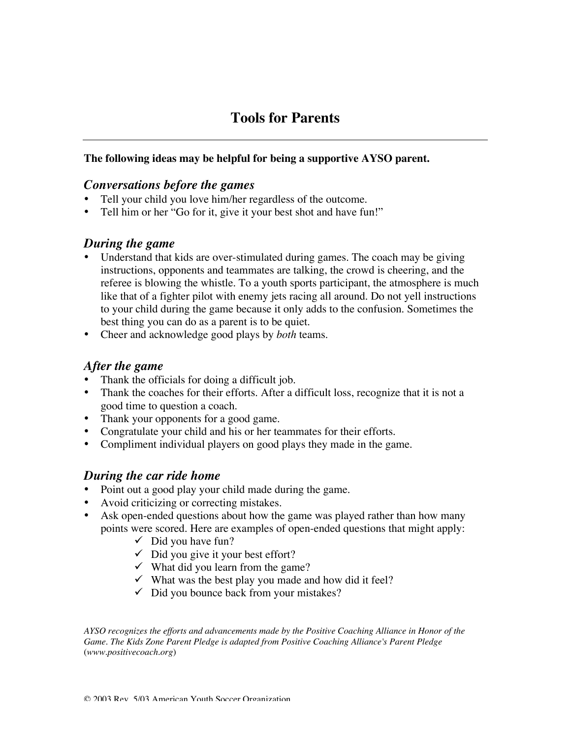# Tools for Parents

**The following ideas may be helpful for being a supportive AYSO parent.**

## *Conversations before the games*

- Tell your child you love him/her regardless of the outcome.
- Tell him or her "Go for it, give it your best shot and have fun!"

## *During the game*

- Understand that kids are over-stimulated during games. The coach may be giving instructions, opponents and teammates are talking, the crowd is cheering, and the referee is blowing the whistle. To a youth sports participant, the atmosphere is much like that of a fighter pilot with enemy jets racing all around. Do not yell instructions to your child during the game because it only adds to the confusion. Sometimes the best thing you can do as a parent is to be quiet.
- Cheer and acknowledge good plays by *both* teams.

## *After the game*

- Thank the officials for doing a difficult job.
- Thank the coaches for their efforts. After a difficult loss, recognize that it is not a good time to question a coach.
- Thank your opponents for a good game.
- Congratulate your child and his or her teammates for their efforts.
- Compliment individual players on good plays they made in the game.

## *During the car ride home*

- Point out a good play your child made during the game.
- Avoid criticizing or correcting mistakes.
- Ask open-ended questions about how the game was played rather than how many points were scored. Here are examples of open-ended questions that might apply:
  - ✓ Did you have fun?
  - ✓ Did you give it your best effort?
  - ✓ What did you learn from the game?
  - ✓ What was the best play you made and how did it feel?
  - ✓ Did you bounce back from your mistakes?

*AYSO recognizes the efforts and advancements made by the Positive Coaching Alliance in Honor of the Game. The Kids Zone Parent Pledge is adapted from Positive Coaching Alliance's Parent Pledge* (*www.positivecoach.org*)

© 2003 Rev. 5/03 American Youth Soccer Organization